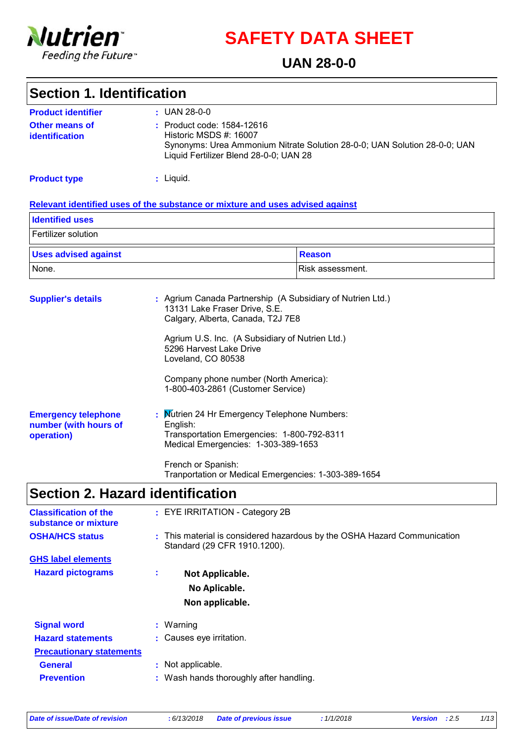Nutrien

Feeding the Future™

# SAFETY DATA SHEET

## UAN 28-0-0

## Section 1. Identification

**Product identifier** : UAN 28-0-0

**Other means of identification** : Product code: 1584-12616
Historic MSDS #: 16007
Synonyms: Urea Ammonium Nitrate Solution 28-0-0; UAN Solution 28-0-0; UAN Liquid Fertilizer Blend 28-0-0; UAN 28

**Product type** : Liquid.

**Relevant identified uses of the substance or mixture and uses advised against**

| Identified uses | |
|---|---|
| Fertilizer solution | |

| Uses advised against | Reason |
|---|---|
| None. | Risk assessment. |

**Supplier's details** : Agrium Canada Partnership (A Subsidiary of Nutrien Ltd.)
13131 Lake Fraser Drive, S.E.
Calgary, Alberta, Canada, T2J 7E8

Agrium U.S. Inc. (A Subsidiary of Nutrien Ltd.)
5296 Harvest Lake Drive
Loveland, CO 80538

Company phone number (North America):
1-800-403-2861 (Customer Service)

**Emergency telephone number (with hours of operation)** : Nutrien 24 Hr Emergency Telephone Numbers:
English:
Transportation Emergencies: 1-800-792-8311
Medical Emergencies: 1-303-389-1653

French or Spanish:
Tranportation or Medical Emergencies: 1-303-389-1654

## Section 2. Hazard identification

**Classification of the substance or mixture** : EYE IRRITATION - Category 2B

**OSHA/HCS status** : This material is considered hazardous by the OSHA Hazard Communication Standard (29 CFR 1910.1200).

**GHS label elements**

**Hazard pictograms** :

**Not Applicable.**
**No Aplicable.**
**Non applicable.**

**Signal word** : Warning

**Hazard statements** : Causes eye irritation.

**Precautionary statements**

**General** : Not applicable.

**Prevention** : Wash hands thoroughly after handling.

*Date of issue/Date of revision* : 6/13/2018 *Date of previous issue* : 1/1/2018 *Version* : 2.5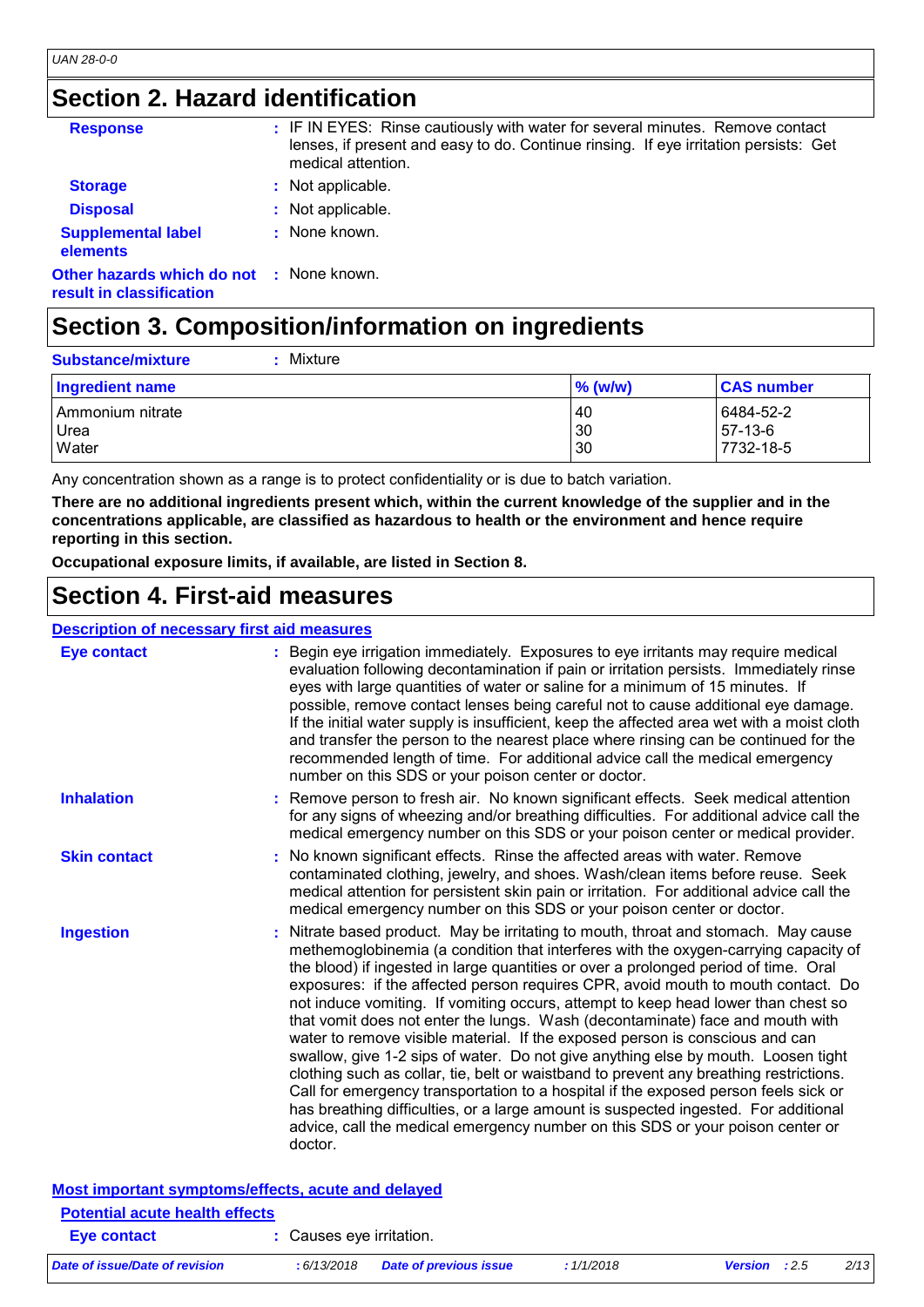## Section 2. Hazard identification

**Response** : IF IN EYES: Rinse cautiously with water for several minutes. Remove contact lenses, if present and easy to do. Continue rinsing. If eye irritation persists: Get medical attention.

**Storage** : Not applicable.

**Disposal** : Not applicable.

**Supplemental label elements** : None known.

**Other hazards which do not result in classification** : None known.

## Section 3. Composition/information on ingredients

**Substance/mixture** : Mixture

| Ingredient name | % (w/w) | CAS number |
|---|---|---|
| Ammonium nitrate | 40 | 6484-52-2 |
| Urea | 30 | 57-13-6 |
| Water | 30 | 7732-18-5 |

Any concentration shown as a range is to protect confidentiality or is due to batch variation.

**There are no additional ingredients present which, within the current knowledge of the supplier and in the concentrations applicable, are classified as hazardous to health or the environment and hence require reporting in this section.**

**Occupational exposure limits, if available, are listed in Section 8.**

## Section 4. First-aid measures

### Description of necessary first aid measures

**Eye contact** : Begin eye irrigation immediately. Exposures to eye irritants may require medical evaluation following decontamination if pain or irritation persists. Immediately rinse eyes with large quantities of water or saline for a minimum of 15 minutes. If possible, remove contact lenses being careful not to cause additional eye damage. If the initial water supply is insufficient, keep the affected area wet with a moist cloth and transfer the person to the nearest place where rinsing can be continued for the recommended length of time. For additional advice call the medical emergency number on this SDS or your poison center or doctor.

**Inhalation** : Remove person to fresh air. No known significant effects. Seek medical attention for any signs of wheezing and/or breathing difficulties. For additional advice call the medical emergency number on this SDS or your poison center or medical provider.

**Skin contact** : No known significant effects. Rinse the affected areas with water. Remove contaminated clothing, jewelry, and shoes. Wash/clean items before reuse. Seek medical attention for persistent skin pain or irritation. For additional advice call the medical emergency number on this SDS or your poison center or doctor.

**Ingestion** : Nitrate based product. May be irritating to mouth, throat and stomach. May cause methemoglobinemia (a condition that interferes with the oxygen-carrying capacity of the blood) if ingested in large quantities or over a prolonged period of time. Oral exposures: if the affected person requires CPR, avoid mouth to mouth contact. Do not induce vomiting. If vomiting occurs, attempt to keep head lower than chest so that vomit does not enter the lungs. Wash (decontaminate) face and mouth with water to remove visible material. If the exposed person is conscious and can swallow, give 1-2 sips of water. Do not give anything else by mouth. Loosen tight clothing such as collar, tie, belt or waistband to prevent any breathing restrictions. Call for emergency transportation to a hospital if the exposed person feels sick or has breathing difficulties, or a large amount is suspected ingested. For additional advice, call the medical emergency number on this SDS or your poison center or doctor.

### Most important symptoms/effects, acute and delayed

#### Potential acute health effects

**Eye contact** : Causes eye irritation.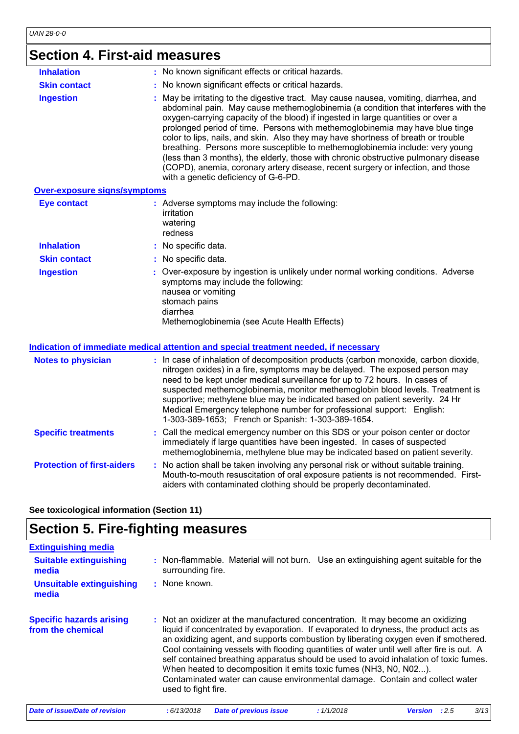## Section 4. First-aid measures

**Inhalation** : No known significant effects or critical hazards.

**Skin contact** : No known significant effects or critical hazards.

**Ingestion** : May be irritating to the digestive tract. May cause nausea, vomiting, diarrhea, and abdominal pain. May cause methemoglobinemia (a condition that interferes with the oxygen-carrying capacity of the blood) if ingested in large quantities or over a prolonged period of time. Persons with methemoglobinemia may have blue tinge color to lips, nails, and skin. Also they may have shortness of breath or trouble breathing. Persons more susceptible to methemoglobinemia include: very young (less than 3 months), the elderly, those with chronic obstructive pulmonary disease (COPD), anemia, coronary artery disease, recent surgery or infection, and those with a genetic deficiency of G-6-PD.

### Over-exposure signs/symptoms

**Eye contact** : Adverse symptoms may include the following:
irritation
watering
redness

**Inhalation** : No specific data.

**Skin contact** : No specific data.

**Ingestion** : Over-exposure by ingestion is unlikely under normal working conditions. Adverse symptoms may include the following:
nausea or vomiting
stomach pains
diarrhea
Methemoglobinemia (see Acute Health Effects)

### Indication of immediate medical attention and special treatment needed, if necessary

**Notes to physician** : In case of inhalation of decomposition products (carbon monoxide, carbon dioxide, nitrogen oxides) in a fire, symptoms may be delayed. The exposed person may need to be kept under medical surveillance for up to 72 hours. In cases of suspected methemoglobinemia, monitor methemoglobin blood levels. Treatment is supportive; methylene blue may be indicated based on patient severity. 24 Hr Medical Emergency telephone number for professional support: English: 1-303-389-1653; French or Spanish: 1-303-389-1654.

**Specific treatments** : Call the medical emergency number on this SDS or your poison center or doctor immediately if large quantities have been ingested. In cases of suspected methemoglobinemia, methylene blue may be indicated based on patient severity.

**Protection of first-aiders** : No action shall be taken involving any personal risk or without suitable training. Mouth-to-mouth resuscitation of oral exposure patients is not recommended. First-aiders with contaminated clothing should be properly decontaminated.

**See toxicological information (Section 11)**

## Section 5. Fire-fighting measures

### Extinguishing media

**Suitable extinguishing media** : Non-flammable. Material will not burn. Use an extinguishing agent suitable for the surrounding fire.

**Unsuitable extinguishing media** : None known.

**Specific hazards arising from the chemical** : Not an oxidizer at the manufactured concentration. It may become an oxidizing liquid if concentrated by evaporation. If evaporated to dryness, the product acts as an oxidizing agent, and supports combustion by liberating oxygen even if smothered. Cool containing vessels with flooding quantities of water until well after fire is out. A self contained breathing apparatus should be used to avoid inhalation of toxic fumes. When heated to decomposition it emits toxic fumes ($NH_3$, N0, N02...). Contaminated water can cause environmental damage. Contain and collect water used to fight fire.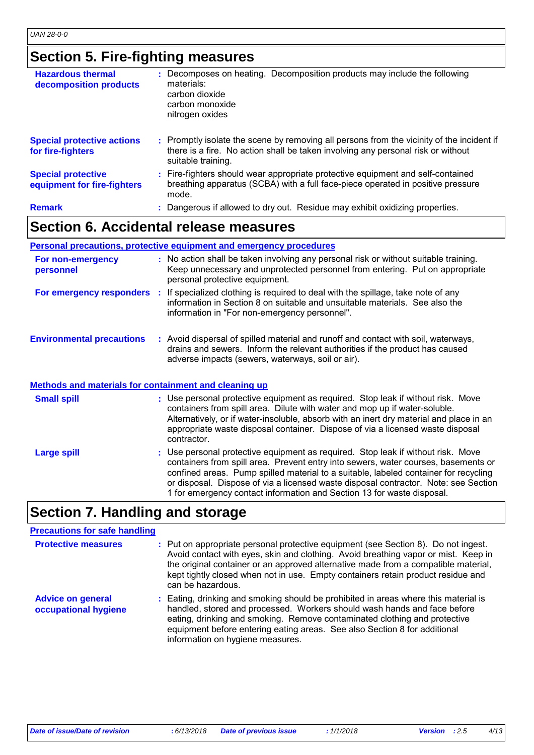## Section 5. Fire-fighting measures

| | |
|---|---|
| **Hazardous thermal decomposition products** | : Decomposes on heating. Decomposition products may include the following materials:<br>carbon dioxide<br>carbon monoxide<br>nitrogen oxides |
| **Special protective actions for fire-fighters** | : Promptly isolate the scene by removing all persons from the vicinity of the incident if there is a fire. No action shall be taken involving any personal risk or without suitable training. |
| **Special protective equipment for fire-fighters** | : Fire-fighters should wear appropriate protective equipment and self-contained breathing apparatus (SCBA) with a full face-piece operated in positive pressure mode. |
| **Remark** | : Dangerous if allowed to dry out. Residue may exhibit oxidizing properties. |

## Section 6. Accidental release measures

**Personal precautions, protective equipment and emergency procedures**

| | |
|---|---|
| **For non-emergency personnel** | : No action shall be taken involving any personal risk or without suitable training. Keep unnecessary and unprotected personnel from entering. Put on appropriate personal protective equipment. |
| **For emergency responders** | : If specialized clothing is required to deal with the spillage, take note of any information in Section 8 on suitable and unsuitable materials. See also the information in "For non-emergency personnel". |
| **Environmental precautions** | : Avoid dispersal of spilled material and runoff and contact with soil, waterways, drains and sewers. Inform the relevant authorities if the product has caused adverse impacts (sewers, waterways, soil or air). |

**Methods and materials for containment and cleaning up**

| | |
|---|---|
| **Small spill** | : Use personal protective equipment as required. Stop leak if without risk. Move containers from spill area. Dilute with water and mop up if water-soluble. Alternatively, or if water-insoluble, absorb with an inert dry material and place in an appropriate waste disposal container. Dispose of via a licensed waste disposal contractor. |
| **Large spill** | : Use personal protective equipment as required. Stop leak if without risk. Move containers from spill area. Prevent entry into sewers, water courses, basements or confined areas. Pump spilled material to a suitable, labeled container for recycling or disposal. Dispose of via a licensed waste disposal contractor. Note: see Section 1 for emergency contact information and Section 13 for waste disposal. |

## Section 7. Handling and storage

**Precautions for safe handling**

| | |
|---|---|
| **Protective measures** | : Put on appropriate personal protective equipment (see Section 8). Do not ingest. Avoid contact with eyes, skin and clothing. Avoid breathing vapor or mist. Keep in the original container or an approved alternative made from a compatible material, kept tightly closed when not in use. Empty containers retain product residue and can be hazardous. |
| **Advice on general occupational hygiene** | : Eating, drinking and smoking should be prohibited in areas where this material is handled, stored and processed. Workers should wash hands and face before eating, drinking and smoking. Remove contaminated clothing and protective equipment before entering eating areas. See also Section 8 for additional information on hygiene measures. |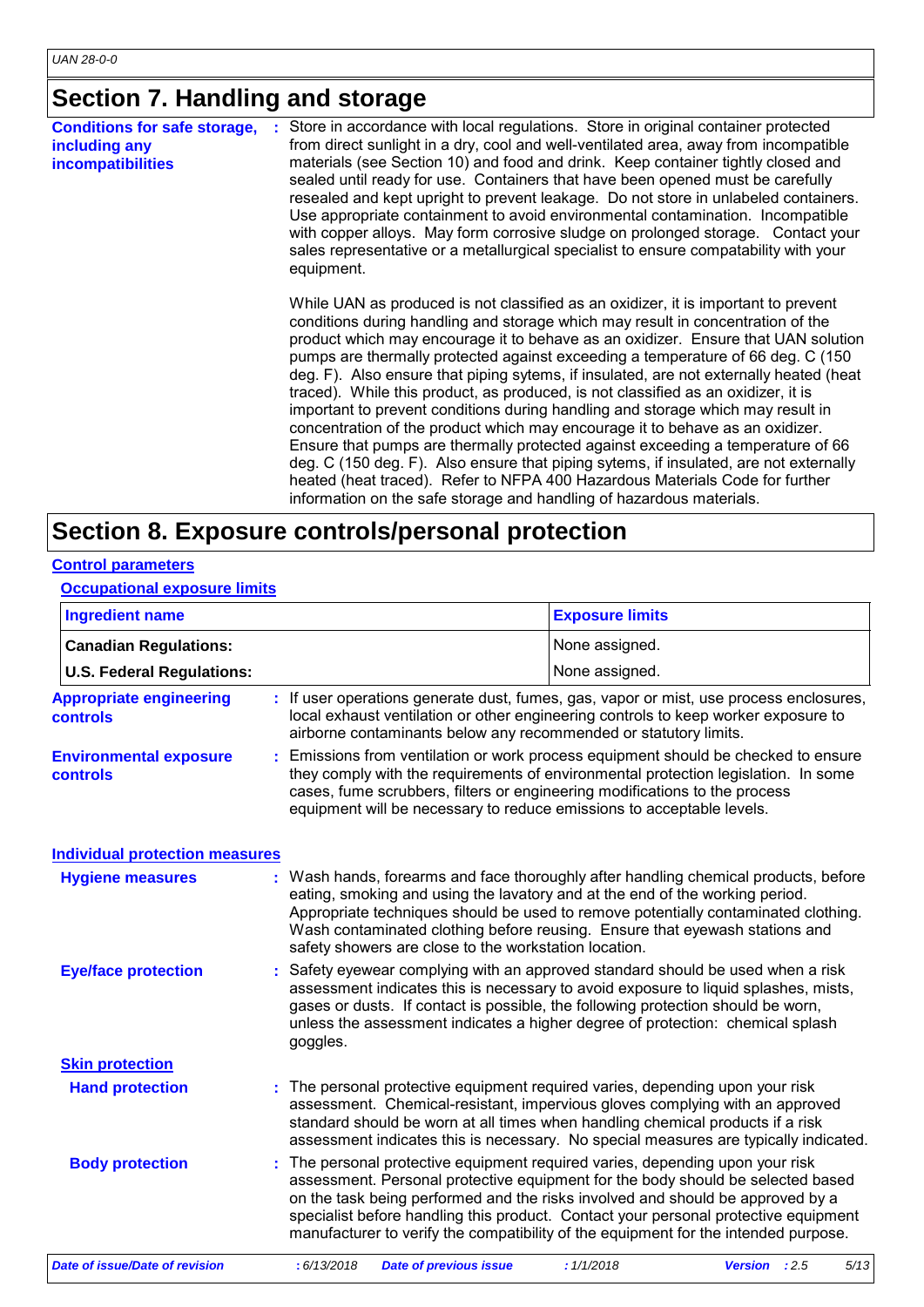## Section 7. Handling and storage

**Conditions for safe storage, including any incompatibilities** : Store in accordance with local regulations. Store in original container protected from direct sunlight in a dry, cool and well-ventilated area, away from incompatible materials (see Section 10) and food and drink. Keep container tightly closed and sealed until ready for use. Containers that have been opened must be carefully resealed and kept upright to prevent leakage. Do not store in unlabeled containers. Use appropriate containment to avoid environmental contamination. Incompatible with copper alloys. May form corrosive sludge on prolonged storage. Contact your sales representative or a metallurgical specialist to ensure compatability with your equipment.

While UAN as produced is not classified as an oxidizer, it is important to prevent conditions during handling and storage which may result in concentration of the product which may encourage it to behave as an oxidizer. Ensure that UAN solution pumps are thermally protected against exceeding a temperature of 66 deg. C (150 deg. F). Also ensure that piping sytems, if insulated, are not externally heated (heat traced). While this product, as produced, is not classified as an oxidizer, it is important to prevent conditions during handling and storage which may result in concentration of the product which may encourage it to behave as an oxidizer. Ensure that pumps are thermally protected against exceeding a temperature of 66 deg. C (150 deg. F). Also ensure that piping sytems, if insulated, are not externally heated (heat traced). Refer to NFPA 400 Hazardous Materials Code for further information on the safe storage and handling of hazardous materials.

## Section 8. Exposure controls/personal protection

### Control parameters

#### Occupational exposure limits

| Ingredient name | Exposure limits |
|---|---|
| **Canadian Regulations:** | None assigned. |
| **U.S. Federal Regulations:** | None assigned. |

**Appropriate engineering controls** : If user operations generate dust, fumes, gas, vapor or mist, use process enclosures, local exhaust ventilation or other engineering controls to keep worker exposure to airborne contaminants below any recommended or statutory limits.

**Environmental exposure controls** : Emissions from ventilation or work process equipment should be checked to ensure they comply with the requirements of environmental protection legislation. In some cases, fume scrubbers, filters or engineering modifications to the process equipment will be necessary to reduce emissions to acceptable levels.

### Individual protection measures

**Hygiene measures** : Wash hands, forearms and face thoroughly after handling chemical products, before eating, smoking and using the lavatory and at the end of the working period. Appropriate techniques should be used to remove potentially contaminated clothing. Wash contaminated clothing before reusing. Ensure that eyewash stations and safety showers are close to the workstation location.

**Eye/face protection** : Safety eyewear complying with an approved standard should be used when a risk assessment indicates this is necessary to avoid exposure to liquid splashes, mists, gases or dusts. If contact is possible, the following protection should be worn, unless the assessment indicates a higher degree of protection: chemical splash goggles.

#### Skin protection

**Hand protection** : The personal protective equipment required varies, depending upon your risk assessment. Chemical-resistant, impervious gloves complying with an approved standard should be worn at all times when handling chemical products if a risk assessment indicates this is necessary. No special measures are typically indicated.

**Body protection** : The personal protective equipment required varies, depending upon your risk assessment. Personal protective equipment for the body should be selected based on the task being performed and the risks involved and should be approved by a specialist before handling this product. Contact your personal protective equipment manufacturer to verify the compatibility of the equipment for the intended purpose.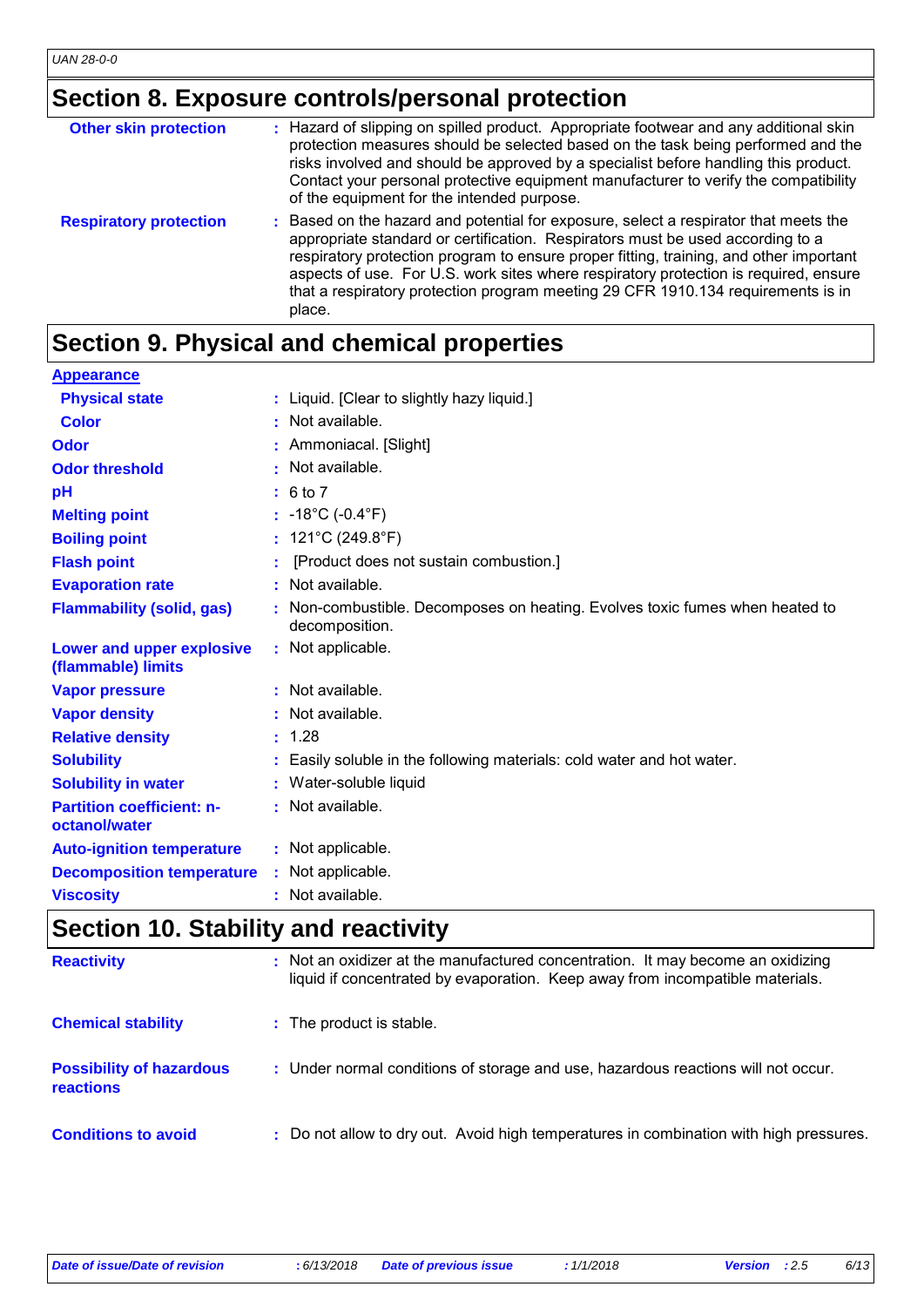## Section 8. Exposure controls/personal protection

| | |
|---|---|
| **Other skin protection** | : Hazard of slipping on spilled product. Appropriate footwear and any additional skin protection measures should be selected based on the task being performed and the risks involved and should be approved by a specialist before handling this product. Contact your personal protective equipment manufacturer to verify the compatibility of the equipment for the intended purpose. |
| **Respiratory protection** | : Based on the hazard and potential for exposure, select a respirator that meets the appropriate standard or certification. Respirators must be used according to a respiratory protection program to ensure proper fitting, training, and other important aspects of use. For U.S. work sites where respiratory protection is required, ensure that a respiratory protection program meeting 29 CFR 1910.134 requirements is in place. |

## Section 9. Physical and chemical properties

**Appearance**

| | |
|---|---|
| **Physical state** | : Liquid. [Clear to slightly hazy liquid.] |
| **Color** | : Not available. |
| **Odor** | : Ammoniacal. [Slight] |
| **Odor threshold** | : Not available. |
| **pH** | : 6 to 7 |
| **Melting point** | : -18°C (-0.4°F) |
| **Boiling point** | : 121°C (249.8°F) |
| **Flash point** | : [Product does not sustain combustion.] |
| **Evaporation rate** | : Not available. |
| **Flammability (solid, gas)** | : Non-combustible. Decomposes on heating. Evolves toxic fumes when heated to decomposition. |
| **Lower and upper explosive (flammable) limits** | : Not applicable. |
| **Vapor pressure** | : Not available. |
| **Vapor density** | : Not available. |
| **Relative density** | : 1.28 |
| **Solubility** | : Easily soluble in the following materials: cold water and hot water. |
| **Solubility in water** | : Water-soluble liquid |
| **Partition coefficient: n-octanol/water** | : Not available. |
| **Auto-ignition temperature** | : Not applicable. |
| **Decomposition temperature** | : Not applicable. |
| **Viscosity** | : Not available. |

## Section 10. Stability and reactivity

| | |
|---|---|
| **Reactivity** | : Not an oxidizer at the manufactured concentration. It may become an oxidizing liquid if concentrated by evaporation. Keep away from incompatible materials. |
| **Chemical stability** | : The product is stable. |
| **Possibility of hazardous reactions** | : Under normal conditions of storage and use, hazardous reactions will not occur. |
| **Conditions to avoid** | : Do not allow to dry out. Avoid high temperatures in combination with high pressures. |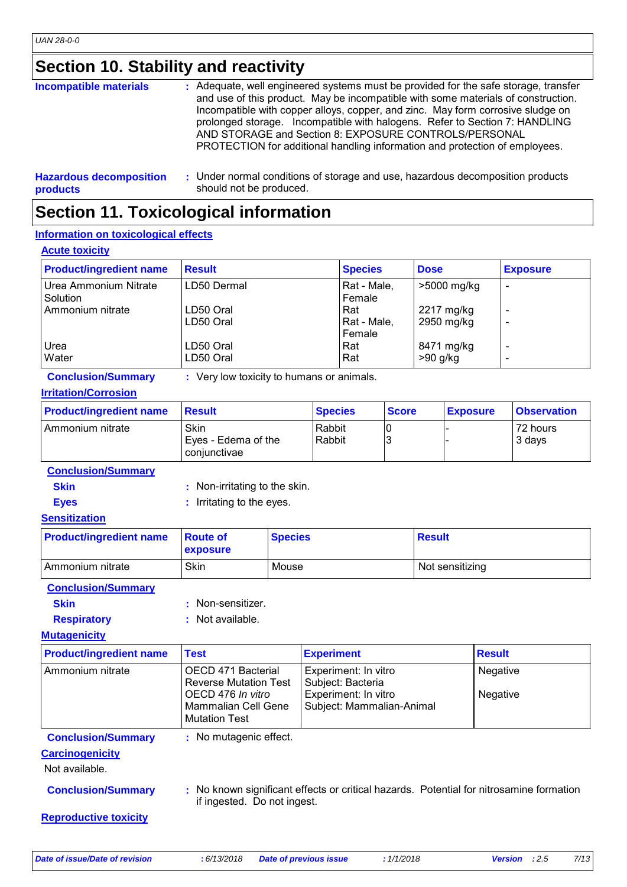# Section 10. Stability and reactivity

**Incompatible materials** : Adequate, well engineered systems must be provided for the safe storage, transfer and use of this product. May be incompatible with some materials of construction. Incompatible with copper alloys, copper, and zinc. May form corrosive sludge on prolonged storage. Incompatible with halogens. Refer to Section 7: HANDLING AND STORAGE and Section 8: EXPOSURE CONTROLS/PERSONAL PROTECTION for additional handling information and protection of employees.

**Hazardous decomposition products** : Under normal conditions of storage and use, hazardous decomposition products should not be produced.

# Section 11. Toxicological information

## Information on toxicological effects

### Acute toxicity

| Product/ingredient name | Result | Species | Dose | Exposure |
|---|---|---|---|---|
| Urea Ammonium Nitrate Solution | LD50 Dermal | Rat - Male, Female | >5000 mg/kg | - |
| Ammonium nitrate | LD50 Oral | Rat | 2217 mg/kg | - |
| | LD50 Oral | Rat - Male, Female | 2950 mg/kg | - |
| Urea | LD50 Oral | Rat | 8471 mg/kg | - |
| Water | LD50 Oral | Rat | >90 g/kg | - |

**Conclusion/Summary** : Very low toxicity to humans or animals.

### Irritation/Corrosion

| Product/ingredient name | Result | Species | Score | Exposure | Observation |
|---|---|---|---|---|---|
| Ammonium nitrate | Skin | Rabbit | 0 | - | 72 hours |
| | Eyes - Edema of the conjunctivae | Rabbit | 3 | - | 3 days |

**Conclusion/Summary**

**Skin** : Non-irritating to the skin.

**Eyes** : Irritating to the eyes.

### Sensitization

| Product/ingredient name | Route of exposure | Species | Result |
|---|---|---|---|
| Ammonium nitrate | Skin | Mouse | Not sensitizing |

**Conclusion/Summary**

**Skin** : Non-sensitizer.

**Respiratory** : Not available.

### Mutagenicity

| Product/ingredient name | Test | Experiment | Result |
|---|---|---|---|
| Ammonium nitrate | OECD 471 Bacterial Reverse Mutation Test | Experiment: In vitro Subject: Bacteria | Negative |
| | OECD 476 *In vitro* Mammalian Cell Gene Mutation Test | Experiment: In vitro Subject: Mammalian-Animal | Negative |

**Conclusion/Summary** : No mutagenic effect.

### Carcinogenicity

Not available.

**Conclusion/Summary** : No known significant effects or critical hazards. Potential for nitrosamine formation if ingested. Do not ingest.

### Reproductive toxicity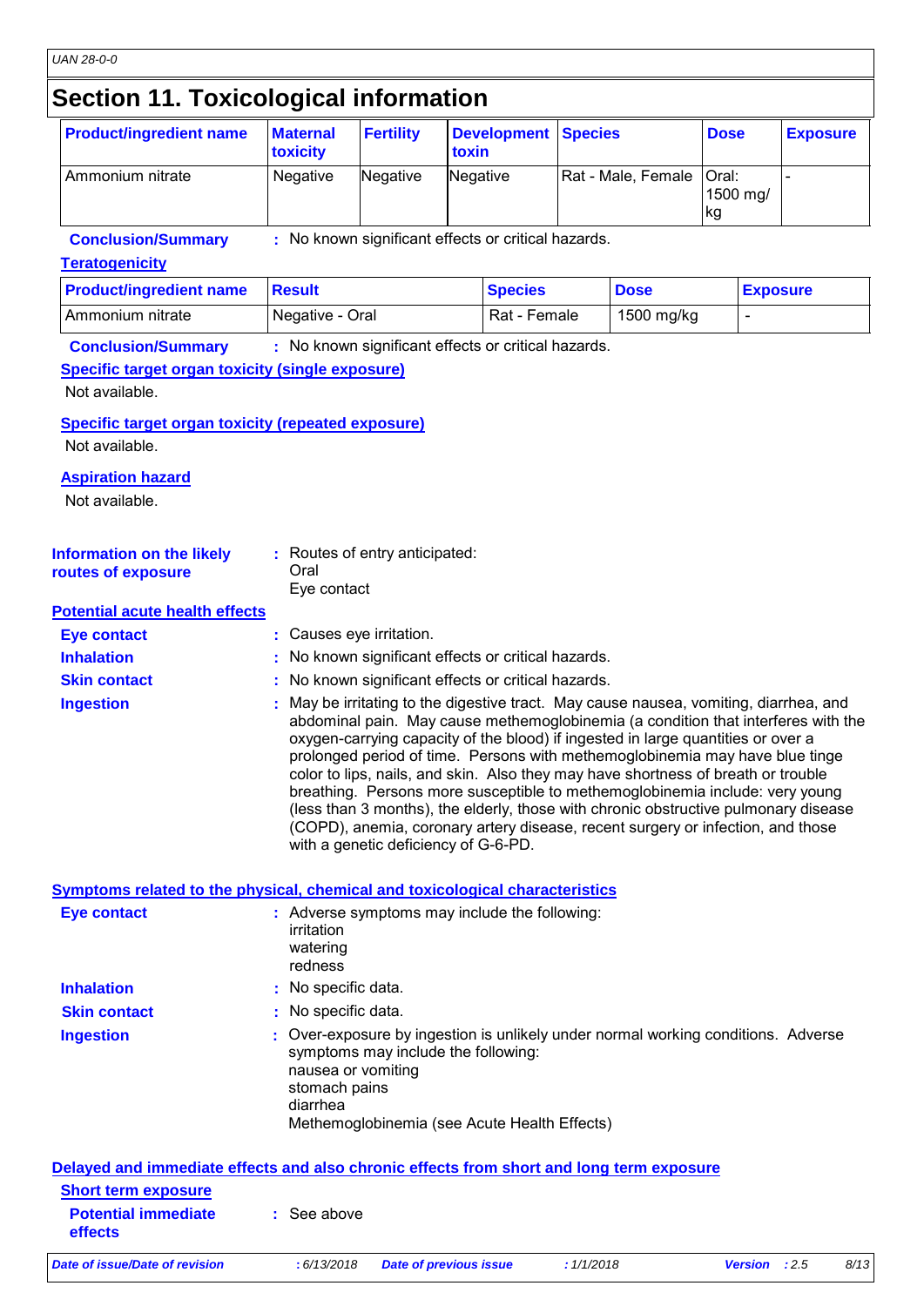# Section 11. Toxicological information

| Product/ingredient name | Maternal toxicity | Fertility | Development toxin | Species | Dose | Exposure |
|---|---|---|---|---|---|---|
| Ammonium nitrate | Negative | Negative | Negative | Rat - Male, Female | Oral: 1500 mg/kg | - |

**Conclusion/Summary** : No known significant effects or critical hazards.

### Teratogenicity

| Product/ingredient name | Result | Species | Dose | Exposure |
|---|---|---|---|---|
| Ammonium nitrate | Negative - Oral | Rat - Female | 1500 mg/kg | - |

**Conclusion/Summary** : No known significant effects or critical hazards.

### Specific target organ toxicity (single exposure)

Not available.

### Specific target organ toxicity (repeated exposure)

Not available.

### Aspiration hazard

Not available.

**Information on the likely routes of exposure** : Routes of entry anticipated:
Oral
Eye contact

### Potential acute health effects

**Eye contact** : Causes eye irritation.

**Inhalation** : No known significant effects or critical hazards.

**Skin contact** : No known significant effects or critical hazards.

**Ingestion** : May be irritating to the digestive tract. May cause nausea, vomiting, diarrhea, and abdominal pain. May cause methemoglobinemia (a condition that interferes with the oxygen-carrying capacity of the blood) if ingested in large quantities or over a prolonged period of time. Persons with methemoglobinemia may have blue tinge color to lips, nails, and skin. Also they may have shortness of breath or trouble breathing. Persons more susceptible to methemoglobinemia include: very young (less than 3 months), the elderly, those with chronic obstructive pulmonary disease (COPD), anemia, coronary artery disease, recent surgery or infection, and those with a genetic deficiency of G-6-PD.

### Symptoms related to the physical, chemical and toxicological characteristics

**Eye contact** : Adverse symptoms may include the following:
irritation
watering
redness

**Inhalation** : No specific data.

**Skin contact** : No specific data.

**Ingestion** : Over-exposure by ingestion is unlikely under normal working conditions. Adverse symptoms may include the following:
nausea or vomiting
stomach pains
diarrhea
Methemoglobinemia (see Acute Health Effects)

### Delayed and immediate effects and also chronic effects from short and long term exposure

#### Short term exposure

**Potential immediate effects** : See above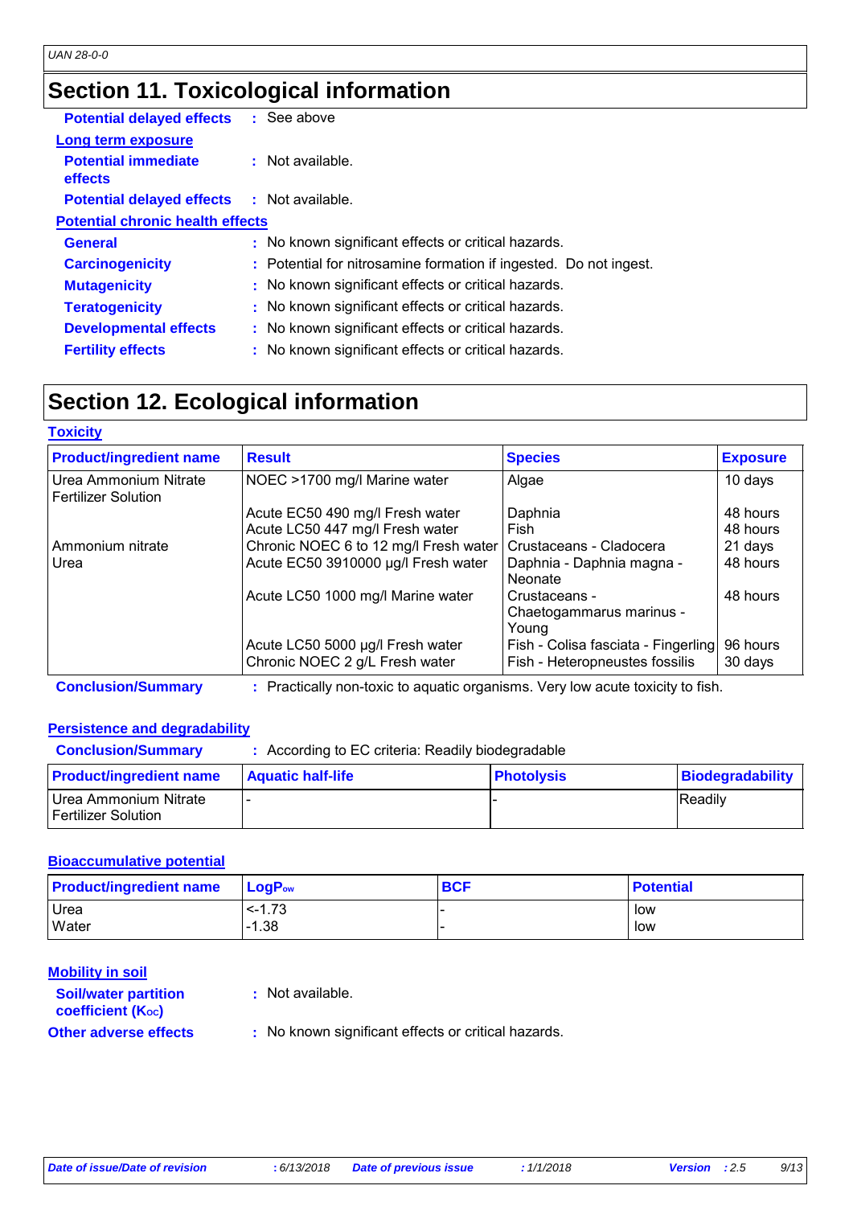## Section 11. Toxicological information

**Potential delayed effects** : See above

**Long term exposure**

**Potential immediate effects** : Not available.

**Potential delayed effects** : Not available.

**Potential chronic health effects**

**General** : No known significant effects or critical hazards.

**Carcinogenicity** : Potential for nitrosamine formation if ingested. Do not ingest.

**Mutagenicity** : No known significant effects or critical hazards.

**Teratogenicity** : No known significant effects or critical hazards.

**Developmental effects** : No known significant effects or critical hazards.

**Fertility effects** : No known significant effects or critical hazards.

## Section 12. Ecological information

**Toxicity**

| Product/ingredient name | Result | Species | Exposure |
|---|---|---|---|
| Urea Ammonium Nitrate Fertilizer Solution | NOEC >1700 mg/l Marine water | Algae | 10 days |
| | Acute EC50 490 mg/l Fresh water | Daphnia | 48 hours |
| | Acute LC50 447 mg/l Fresh water | Fish | 48 hours |
| Ammonium nitrate | Chronic NOEC 6 to 12 mg/l Fresh water | Crustaceans - Cladocera | 21 days |
| Urea | Acute EC50 3910000 µg/l Fresh water | Daphnia - Daphnia magna - Neonate | 48 hours |
| | Acute LC50 1000 mg/l Marine water | Crustaceans - Chaetogammarus marinus - Young | 48 hours |
| | Acute LC50 5000 µg/l Fresh water | Fish - Colisa fasciata - Fingerling | 96 hours |
| | Chronic NOEC 2 g/L Fresh water | Fish - Heteropneustes fossilis | 30 days |

**Conclusion/Summary** : Practically non-toxic to aquatic organisms. Very low acute toxicity to fish.

**Persistence and degradability**

**Conclusion/Summary** : According to EC criteria: Readily biodegradable

| Product/ingredient name | Aquatic half-life | Photolysis | Biodegradability |
|---|---|---|---|
| Urea Ammonium Nitrate Fertilizer Solution | - | - | Readily |

**Bioaccumulative potential**

| Product/ingredient name | $LogP_{ow}$ | BCF | Potential |
|---|---|---|---|
| Urea | <-1.73 | - | low |
| Water | -1.38 | - | low |

**Mobility in soil**

**Soil/water partition coefficient ($K_{OC}$)** : Not available.

**Other adverse effects** : No known significant effects or critical hazards.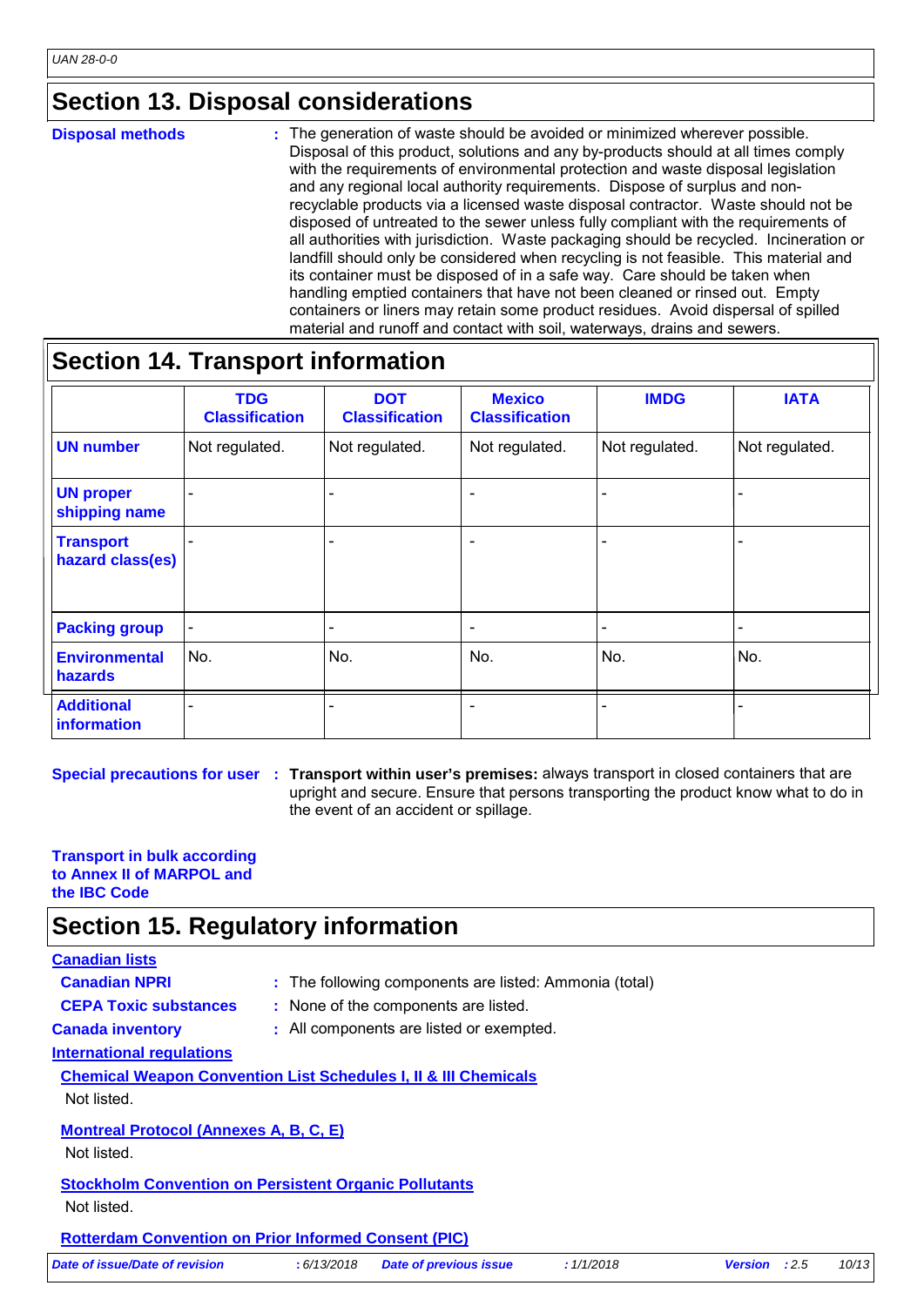## Section 13. Disposal considerations

**Disposal methods** : The generation of waste should be avoided or minimized wherever possible. Disposal of this product, solutions and any by-products should at all times comply with the requirements of environmental protection and waste disposal legislation and any regional local authority requirements. Dispose of surplus and non-recyclable products via a licensed waste disposal contractor. Waste should not be disposed of untreated to the sewer unless fully compliant with the requirements of all authorities with jurisdiction. Waste packaging should be recycled. Incineration or landfill should only be considered when recycling is not feasible. This material and its container must be disposed of in a safe way. Care should be taken when handling emptied containers that have not been cleaned or rinsed out. Empty containers or liners may retain some product residues. Avoid dispersal of spilled material and runoff and contact with soil, waterways, drains and sewers.

## Section 14. Transport information

| | TDG Classification | DOT Classification | Mexico Classification | IMDG | IATA |
|---|---|---|---|---|---|
| **UN number** | Not regulated. | Not regulated. | Not regulated. | Not regulated. | Not regulated. |
| **UN proper shipping name** | - | - | - | - | - |
| **Transport hazard class(es)** | - | - | - | - | - |
| **Packing group** | - | - | - | - | - |
| **Environmental hazards** | No. | No. | No. | No. | No. |
| **Additional information** | - | - | - | - | - |

**Special precautions for user** : **Transport within user's premises:** always transport in closed containers that are upright and secure. Ensure that persons transporting the product know what to do in the event of an accident or spillage.

**Transport in bulk according to Annex II of MARPOL and the IBC Code**

## Section 15. Regulatory information

**Canadian lists**

**Canadian NPRI** : The following components are listed: Ammonia (total)

**CEPA Toxic substances** : None of the components are listed.

**Canada inventory** : All components are listed or exempted.

**International regulations**

**Chemical Weapon Convention List Schedules I, II & III Chemicals**

Not listed.

**Montreal Protocol (Annexes A, B, C, E)**

Not listed.

**Stockholm Convention on Persistent Organic Pollutants**

Not listed.

**Rotterdam Convention on Prior Informed Consent (PIC)**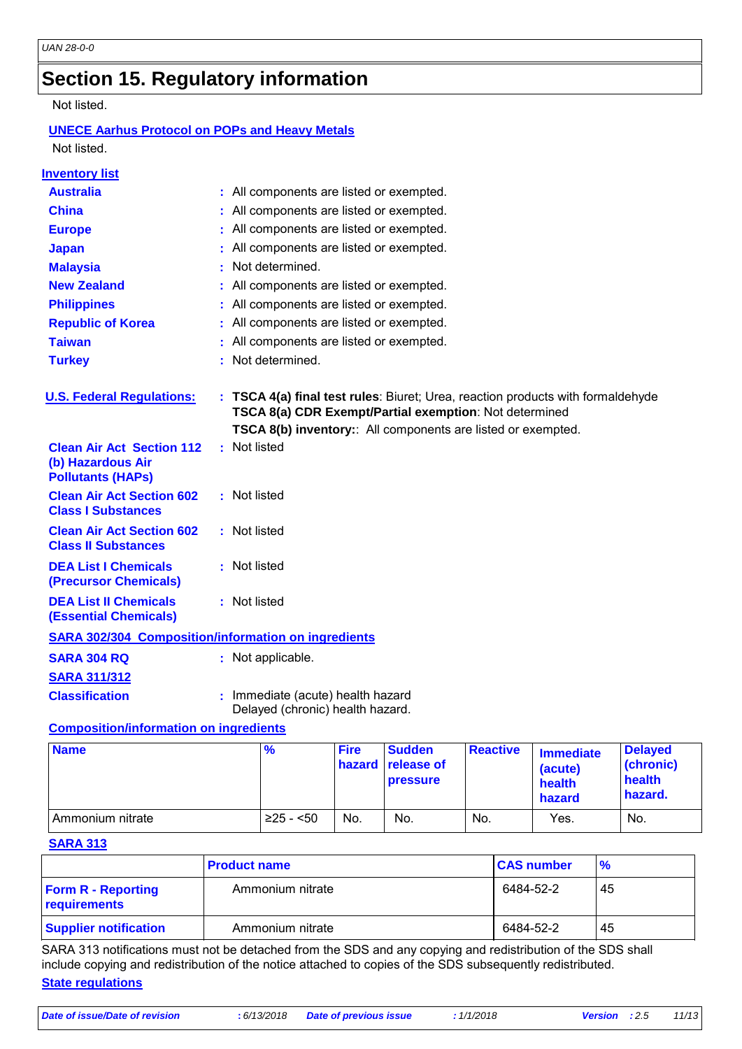## Section 15. Regulatory information

Not listed.

**UNECE Aarhus Protocol on POPs and Heavy Metals**

Not listed.

**Inventory list**

| | |
|---|---|
| **Australia** | : All components are listed or exempted. |
| **China** | : All components are listed or exempted. |
| **Europe** | : All components are listed or exempted. |
| **Japan** | : All components are listed or exempted. |
| **Malaysia** | : Not determined. |
| **New Zealand** | : All components are listed or exempted. |
| **Philippines** | : All components are listed or exempted. |
| **Republic of Korea** | : All components are listed or exempted. |
| **Taiwan** | : All components are listed or exempted. |
| **Turkey** | : Not determined. |

**U.S. Federal Regulations:** : **TSCA 4(a) final test rules**: Biuret; Urea, reaction products with formaldehyde
**TSCA 8(a) CDR Exempt/Partial exemption**: Not determined
**TSCA 8(b) inventory:**: All components are listed or exempted.

**Clean Air Act Section 112 (b) Hazardous Air Pollutants (HAPs)** : Not listed

**Clean Air Act Section 602 Class I Substances** : Not listed

**Clean Air Act Section 602 Class II Substances** : Not listed

**DEA List I Chemicals (Precursor Chemicals)** : Not listed

**DEA List II Chemicals (Essential Chemicals)** : Not listed

**SARA 302/304 Composition/information on ingredients**

**SARA 304 RQ** : Not applicable.

**SARA 311/312**

**Classification** : Immediate (acute) health hazard
Delayed (chronic) health hazard.

**Composition/information on ingredients**

| Name | % | Fire hazard | Sudden release of pressure | Reactive | Immediate (acute) health hazard | Delayed (chronic) health hazard. |
|---|---|---|---|---|---|---|
| Ammonium nitrate | ≥25 - <50 | No. | No. | No. | Yes. | No. |

**SARA 313**

| | Product name | CAS number | % |
|---|---|---|---|
| **Form R - Reporting requirements** | Ammonium nitrate | 6484-52-2 | 45 |
| **Supplier notification** | Ammonium nitrate | 6484-52-2 | 45 |

SARA 313 notifications must not be detached from the SDS and any copying and redistribution of the SDS shall include copying and redistribution of the notice attached to copies of the SDS subsequently redistributed.

**State regulations**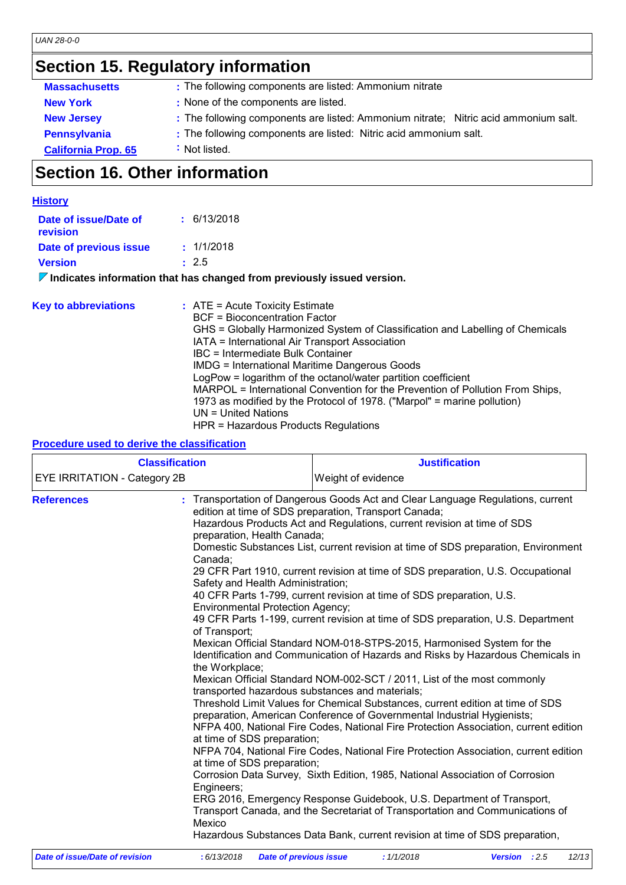## Section 15. Regulatory information

**Massachusetts** : The following components are listed: Ammonium nitrate

**New York** : None of the components are listed.

**New Jersey** : The following components are listed: Ammonium nitrate; Nitric acid ammonium salt.

**Pennsylvania** : The following components are listed: Nitric acid ammonium salt.

**California Prop. 65** : Not listed.

## Section 16. Other information

**History**

**Date of issue/Date of revision** : 6/13/2018

**Date of previous issue** : 1/1/2018

**Version** : 2.5

**Indicates information that has changed from previously issued version.**

**Key to abbreviations** :
ATE = Acute Toxicity Estimate
BCF = Bioconcentration Factor
GHS = Globally Harmonized System of Classification and Labelling of Chemicals
IATA = International Air Transport Association
IBC = Intermediate Bulk Container
IMDG = International Maritime Dangerous Goods
LogPow = logarithm of the octanol/water partition coefficient
MARPOL = International Convention for the Prevention of Pollution From Ships, 1973 as modified by the Protocol of 1978. ("Marpol" = marine pollution)
UN = United Nations
HPR = Hazardous Products Regulations

**Procedure used to derive the classification**

| Classification | Justification |
|---|---|
| EYE IRRITATION - Category 2B | Weight of evidence |

**References** :
Transportation of Dangerous Goods Act and Clear Language Regulations, current edition at time of SDS preparation, Transport Canada;
Hazardous Products Act and Regulations, current revision at time of SDS preparation, Health Canada;
Domestic Substances List, current revision at time of SDS preparation, Environment Canada;
29 CFR Part 1910, current revision at time of SDS preparation, U.S. Occupational Safety and Health Administration;
40 CFR Parts 1-799, current revision at time of SDS preparation, U.S. Environmental Protection Agency;
49 CFR Parts 1-199, current revision at time of SDS preparation, U.S. Department of Transport;
Mexican Official Standard NOM-018-STPS-2015, Harmonised System for the Identification and Communication of Hazards and Risks by Hazardous Chemicals in the Workplace;
Mexican Official Standard NOM-002-SCT / 2011, List of the most commonly transported hazardous substances and materials;
Threshold Limit Values for Chemical Substances, current edition at time of SDS preparation, American Conference of Governmental Industrial Hygienists;
NFPA 400, National Fire Codes, National Fire Protection Association, current edition at time of SDS preparation;
NFPA 704, National Fire Codes, National Fire Protection Association, current edition at time of SDS preparation;
Corrosion Data Survey, Sixth Edition, 1985, National Association of Corrosion Engineers;
ERG 2016, Emergency Response Guidebook, U.S. Department of Transport, Transport Canada, and the Secretariat of Transportation and Communications of Mexico
Hazardous Substances Data Bank, current revision at time of SDS preparation,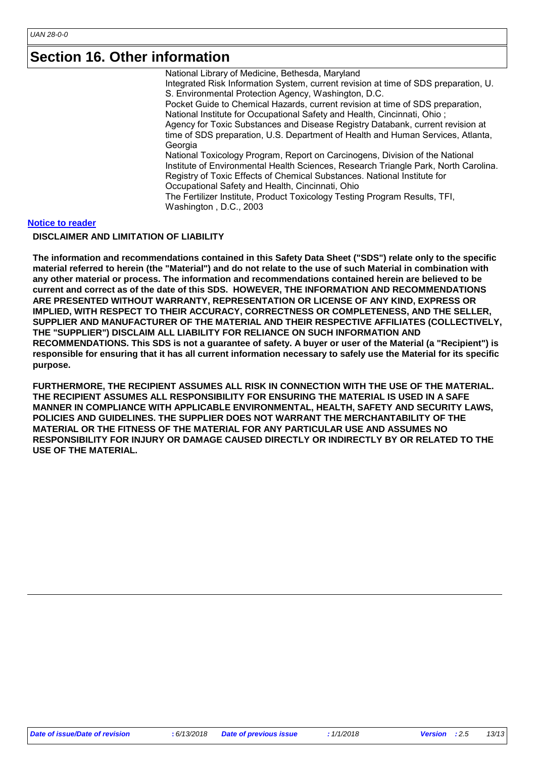# Section 16. Other information

National Library of Medicine, Bethesda, Maryland
Integrated Risk Information System, current revision at time of SDS preparation, U. S. Environmental Protection Agency, Washington, D.C.
Pocket Guide to Chemical Hazards, current revision at time of SDS preparation, National Institute for Occupational Safety and Health, Cincinnati, Ohio ;
Agency for Toxic Substances and Disease Registry Databank, current revision at time of SDS preparation, U.S. Department of Health and Human Services, Atlanta, Georgia
National Toxicology Program, Report on Carcinogens, Division of the National Institute of Environmental Health Sciences, Research Triangle Park, North Carolina.
Registry of Toxic Effects of Chemical Substances. National Institute for Occupational Safety and Health, Cincinnati, Ohio
The Fertilizer Institute, Product Toxicology Testing Program Results, TFI, Washington , D.C., 2003

## Notice to reader

**DISCLAIMER AND LIMITATION OF LIABILITY**

**The information and recommendations contained in this Safety Data Sheet ("SDS") relate only to the specific material referred to herein (the "Material") and do not relate to the use of such Material in combination with any other material or process. The information and recommendations contained herein are believed to be current and correct as of the date of this SDS. HOWEVER, THE INFORMATION AND RECOMMENDATIONS ARE PRESENTED WITHOUT WARRANTY, REPRESENTATION OR LICENSE OF ANY KIND, EXPRESS OR IMPLIED, WITH RESPECT TO THEIR ACCURACY, CORRECTNESS OR COMPLETENESS, AND THE SELLER, SUPPLIER AND MANUFACTURER OF THE MATERIAL AND THEIR RESPECTIVE AFFILIATES (COLLECTIVELY, THE "SUPPLIER") DISCLAIM ALL LIABILITY FOR RELIANCE ON SUCH INFORMATION AND RECOMMENDATIONS. This SDS is not a guarantee of safety. A buyer or user of the Material (a "Recipient") is responsible for ensuring that it has all current information necessary to safely use the Material for its specific purpose.**

**FURTHERMORE, THE RECIPIENT ASSUMES ALL RISK IN CONNECTION WITH THE USE OF THE MATERIAL. THE RECIPIENT ASSUMES ALL RESPONSIBILITY FOR ENSURING THE MATERIAL IS USED IN A SAFE MANNER IN COMPLIANCE WITH APPLICABLE ENVIRONMENTAL, HEALTH, SAFETY AND SECURITY LAWS, POLICIES AND GUIDELINES. THE SUPPLIER DOES NOT WARRANT THE MERCHANTABILITY OF THE MATERIAL OR THE FITNESS OF THE MATERIAL FOR ANY PARTICULAR USE AND ASSUMES NO RESPONSIBILITY FOR INJURY OR DAMAGE CAUSED DIRECTLY OR INDIRECTLY BY OR RELATED TO THE USE OF THE MATERIAL.**